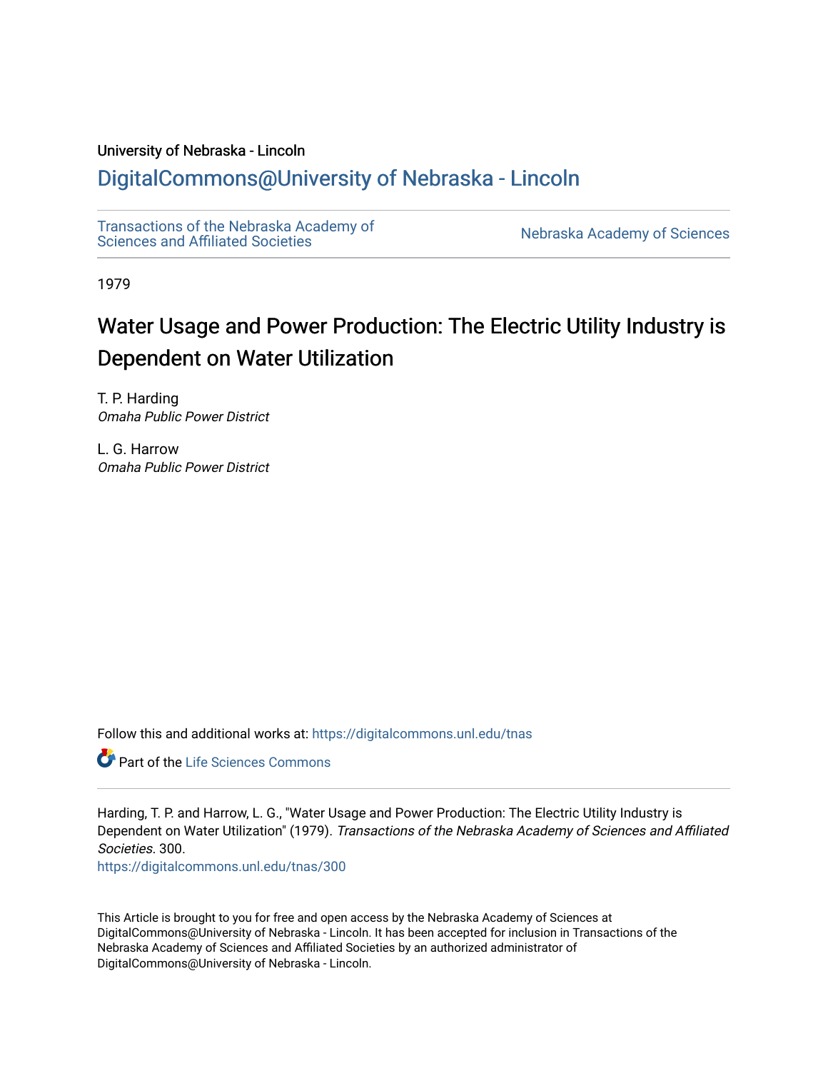University of Nebraska - Lincoln

## DigitalCommons@University of Nebraska - Lincoln

Transactions of the Nebraska Academy of Sciences and Affiliated Societies

Nebraska Academy of Sciences

1979

# Water Usage and Power Production: The Electric Utility Industry is Dependent on Water Utilization

T. P. Harding
*Omaha Public Power District*

L. G. Harrow
*Omaha Public Power District*

Follow this and additional works at: https://digitalcommons.unl.edu/tnas

Part of the Life Sciences Commons

Harding, T. P. and Harrow, L. G., "Water Usage and Power Production: The Electric Utility Industry is Dependent on Water Utilization" (1979). *Transactions of the Nebraska Academy of Sciences and Affiliated Societies*. 300.
https://digitalcommons.unl.edu/tnas/300

This Article is brought to you for free and open access by the Nebraska Academy of Sciences at DigitalCommons@University of Nebraska - Lincoln. It has been accepted for inclusion in Transactions of the Nebraska Academy of Sciences and Affiliated Societies by an authorized administrator of DigitalCommons@University of Nebraska - Lincoln.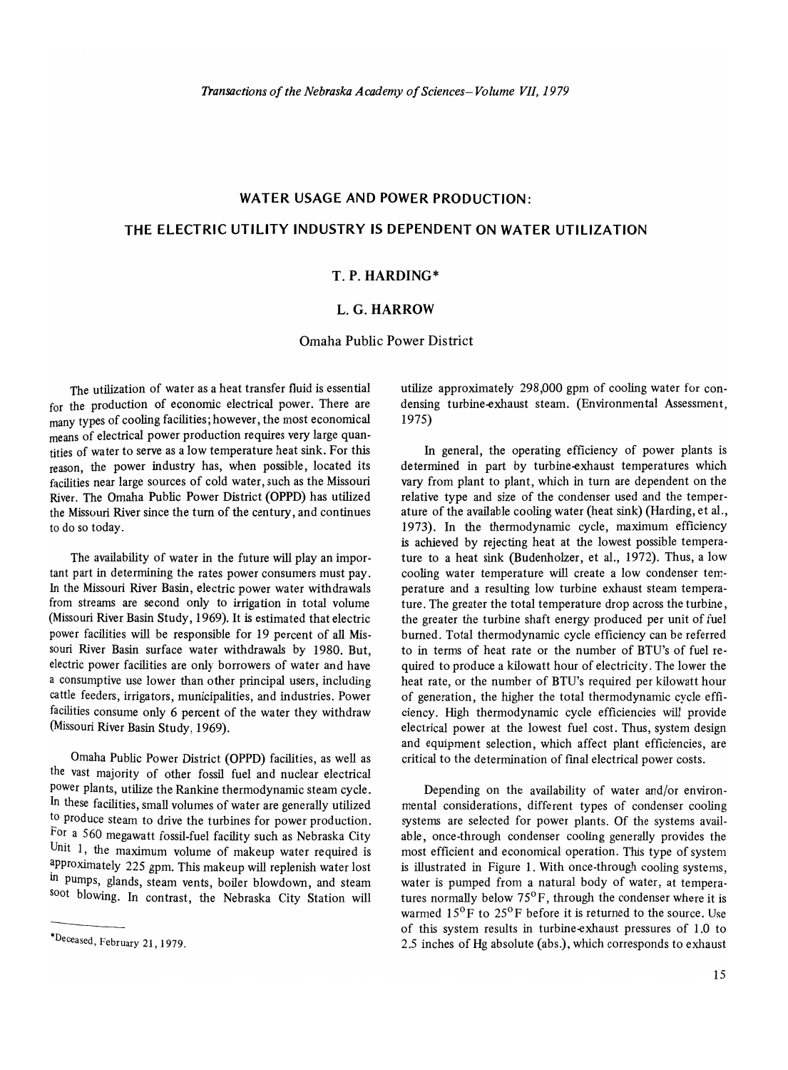# WATER USAGE AND POWER PRODUCTION:

## THE ELECTRIC UTILITY INDUSTRY IS DEPENDENT ON WATER UTILIZATION

**T. P. HARDING***

**L. G. HARROW**

Omaha Public Power District

The utilization of water as a heat transfer fluid is essential for the production of economic electrical power. There are many types of cooling facilities; however, the most economical means of electrical power production requires very large quantities of water to serve as a low temperature heat sink. For this reason, the power industry has, when possible, located its facilities near large sources of cold water, such as the Missouri River. The Omaha Public Power District (OPPD) has utilized the Missouri River since the turn of the century, and continues to do so today.

The availability of water in the future will play an important part in determining the rates power consumers must pay. In the Missouri River Basin, electric power water withdrawals from streams are second only to irrigation in total volume (Missouri River Basin Study, 1969). It is estimated that electric power facilities will be responsible for 19 percent of all Missouri River Basin surface water withdrawals by 1980. But, electric power facilities are only borrowers of water and have a consumptive use lower than other principal users, including cattle feeders, irrigators, municipalities, and industries. Power facilities consume only 6 percent of the water they withdraw (Missouri River Basin Study, 1969).

Omaha Public Power District (OPPD) facilities, as well as the vast majority of other fossil fuel and nuclear electrical power plants, utilize the Rankine thermodynamic steam cycle. In these facilities, small volumes of water are generally utilized to produce steam to drive the turbines for power production. For a 560 megawatt fossil-fuel facility such as Nebraska City Unit 1, the maximum volume of makeup water required is approximately 225 gpm. This makeup will replenish water lost in pumps, glands, steam vents, boiler blowdown, and steam soot blowing. In contrast, the Nebraska City Station will utilize approximately 298,000 gpm of cooling water for condensing turbine-exhaust steam. (Environmental Assessment, 1975)

In general, the operating efficiency of power plants is determined in part by turbine-exhaust temperatures which vary from plant to plant, which in turn are dependent on the relative type and size of the condenser used and the temperature of the available cooling water (heat sink) (Harding, et al., 1973). In the thermodynamic cycle, maximum efficiency is achieved by rejecting heat at the lowest possible temperature to a heat sink (Budenholzer, et al., 1972). Thus, a low cooling water temperature will create a low condenser temperature and a resulting low turbine exhaust steam temperature. The greater the total temperature drop across the turbine, the greater the turbine shaft energy produced per unit of fuel burned. Total thermodynamic cycle efficiency can be referred to in terms of heat rate or the number of BTU's of fuel required to produce a kilowatt hour of electricity. The lower the heat rate, or the number of BTU's required per kilowatt hour of generation, the higher the total thermodynamic cycle efficiency. High thermodynamic cycle efficiencies will provide electrical power at the lowest fuel cost. Thus, system design and equipment selection, which affect plant efficiencies, are critical to the determination of final electrical power costs.

Depending on the availability of water and/or environmental considerations, different types of condenser cooling systems are selected for power plants. Of the systems available, once-through condenser cooling generally provides the most efficient and economical operation. This type of system is illustrated in Figure 1. With once-through cooling systems, water is pumped from a natural body of water, at temperatures normally below 75°F, through the condenser where it is warmed 15°F to 25°F before it is returned to the source. Use of this system results in turbine-exhaust pressures of 1.0 to 2.5 inches of Hg absolute (abs.), which corresponds to exhaust

*Deceased, February 21, 1979.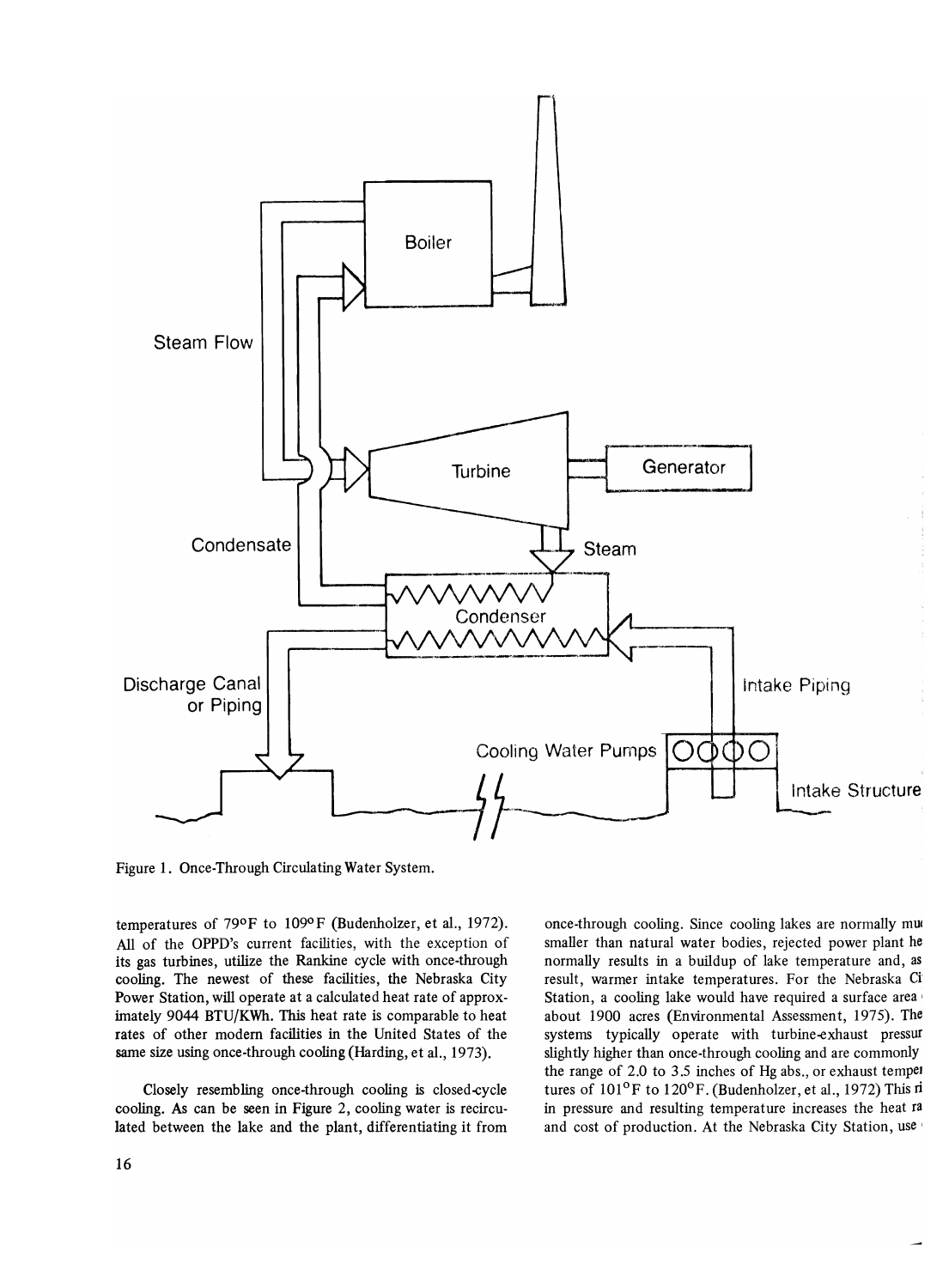Figure 1. Once-Through Circulating Water System.

temperatures of 79°F to 109°F (Budenholzer, et al., 1972). All of the OPPD's current facilities, with the exception of its gas turbines, utilize the Rankine cycle with once-through cooling. The newest of these facilities, the Nebraska City Power Station, will operate at a calculated heat rate of approximately 9044 BTU/KWh. This heat rate is comparable to heat rates of other modern facilities in the United States of the same size using once-through cooling (Harding, et al., 1973).

Closely resembling once-through cooling is closed-cycle cooling. As can be seen in Figure 2, cooling water is recirculated between the lake and the plant, differentiating it from once-through cooling. Since cooling lakes are normally mu smaller than natural water bodies, rejected power plant he normally results in a buildup of lake temperature and, as result, warmer intake temperatures. For the Nebraska Ci Station, a cooling lake would have required a surface area about 1900 acres (Environmental Assessment, 1975). The systems typically operate with turbine-exhaust pressur slightly higher than once-through cooling and are commonly the range of 2.0 to 3.5 inches of Hg abs., or exhaust tempe tures of 101°F to 120°F. (Budenholzer, et al., 1972) This ri in pressure and resulting temperature increases the heat ra and cost of production. At the Nebraska City Station, use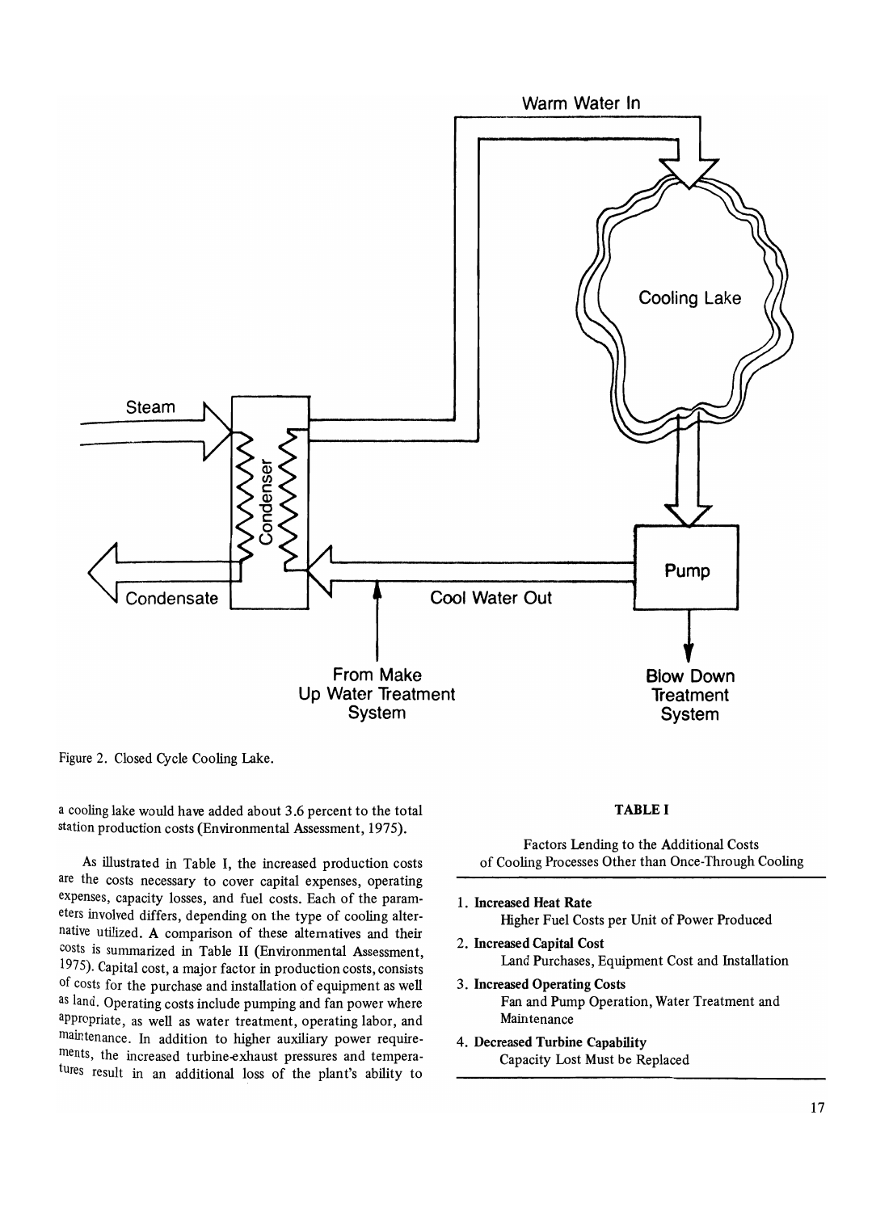Figure 2. Closed Cycle Cooling Lake.

a cooling lake would have added about 3.6 percent to the total station production costs (Environmental Assessment, 1975).

As illustrated in Table I, the increased production costs are the costs necessary to cover capital expenses, operating expenses, capacity losses, and fuel costs. Each of the parameters involved differs, depending on the type of cooling alternative utilized. A comparison of these alternatives and their costs is summarized in Table II (Environmental Assessment, 1975). Capital cost, a major factor in production costs, consists of costs for the purchase and installation of equipment as well as land. Operating costs include pumping and fan power where appropriate, as well as water treatment, operating labor, and maintenance. In addition to higher auxiliary power requirements, the increased turbine-exhaust pressures and temperatures result in an additional loss of the plant's ability to

**TABLE I**

Factors Lending to the Additional Costs of Cooling Processes Other than Once-Through Cooling

1. **Increased Heat Rate**
   Higher Fuel Costs per Unit of Power Produced
2. **Increased Capital Cost**
   Land Purchases, Equipment Cost and Installation
3. **Increased Operating Costs**
   Fan and Pump Operation, Water Treatment and Maintenance
4. **Decreased Turbine Capability**
   Capacity Lost Must be Replaced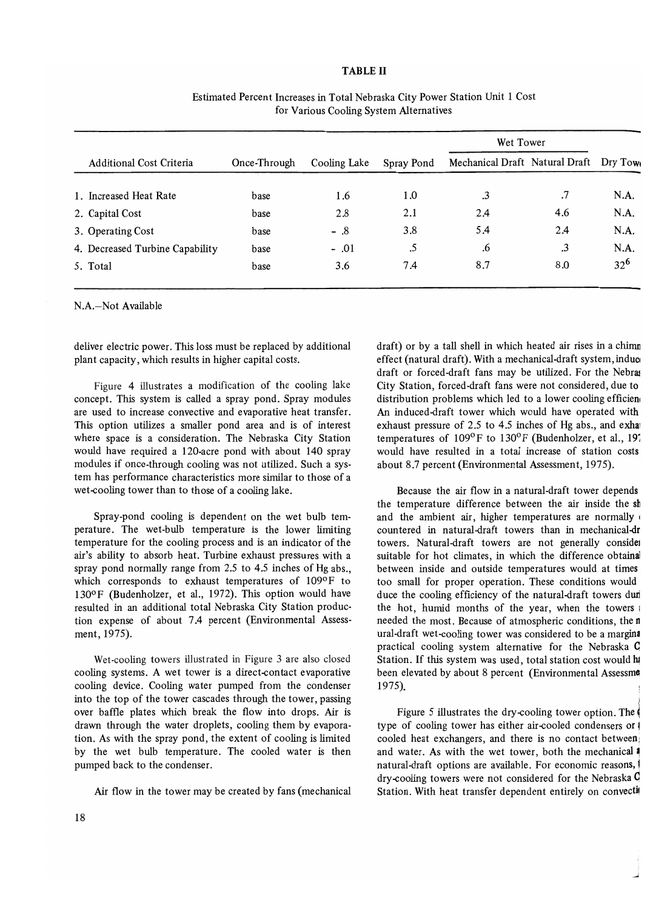**TABLE II**

Estimated Percent Increases in Total Nebraska City Power Station Unit 1 Cost for Various Cooling System Alternatives

| Additional Cost Criteria | Once-Through | Cooling Lake | Spray Pond | Wet Tower | | Dry Tow |
|---|---|---|---|---|---|---|
| | | | | Mechanical Draft | Natural Draft | |
| 1. Increased Heat Rate | base | 1.6 | 1.0 | .3 | .7 | N.A. |
| 2. Capital Cost | base | 2.8 | 2.1 | 2.4 | 4.6 | N.A. |
| 3. Operating Cost | base | - .8 | 3.8 | 5.4 | 2.4 | N.A. |
| 4. Decreased Turbine Capability | base | - .01 | .5 | .6 | .3 | N.A. |
| 5. Total | base | 3.6 | 7.4 | 8.7 | 8.0 | 32[6] |

N.A.–Not Available

deliver electric power. This loss must be replaced by additional plant capacity, which results in higher capital costs.

Figure 4 illustrates a modification of the cooling lake concept. This system is called a spray pond. Spray modules are used to increase convective and evaporative heat transfer. This option utilizes a smaller pond area and is of interest where space is a consideration. The Nebraska City Station would have required a 120-acre pond with about 140 spray modules if once-through cooling was not utilized. Such a system has performance characteristics more similar to those of a wet-cooling tower than to those of a cooling lake.

Spray-pond cooling is dependent on the wet bulb temperature. The wet-bulb temperature is the lower limiting temperature for the cooling process and is an indicator of the air's ability to absorb heat. Turbine exhaust pressures with a spray pond normally range from 2.5 to 4.5 inches of Hg abs., which corresponds to exhaust temperatures of 109°F to 130°F (Budenholzer, et al., 1972). This option would have resulted in an additional total Nebraska City Station production expense of about 7.4 percent (Environmental Assessment, 1975).

Wet-cooling towers illustrated in Figure 3 are also closed cooling systems. A wet tower is a direct-contact evaporative cooling device. Cooling water pumped from the condenser into the top of the tower cascades through the tower, passing over baffle plates which break the flow into drops. Air is drawn through the water droplets, cooling them by evaporation. As with the spray pond, the extent of cooling is limited by the wet bulb temperature. The cooled water is then pumped back to the condenser.

Air flow in the tower may be created by fans (mechanical draft) or by a tall shell in which heated air rises in a chimn effect (natural draft). With a mechanical-draft system, induc draft or forced-draft fans may be utilized. For the Nebra City Station, forced-draft fans were not considered, due to distribution problems which led to a lower cooling efficien An induced-draft tower which would have operated with exhaust pressure of 2.5 to 4.5 inches of Hg abs., and exha temperatures of 109°F to 130°F (Budenholzer, et al., 19 would have resulted in a total increase of station costs about 8.7 percent (Environmental Assessment, 1975).

Because the air flow in a natural-draft tower depends the temperature difference between the air inside the sh and the ambient air, higher temperatures are normally countered in natural-draft towers than in mechanical-dr towers. Natural-draft towers are not generally conside suitable for hot climates, in which the difference obtaina between inside and outside temperatures would at times too small for proper operation. These conditions would duce the cooling efficiency of the natural-draft towers duri the hot, humid months of the year, when the towers needed the most. Because of atmospheric conditions, the n ural-draft wet-cooling tower was considered to be a margina practical cooling system alternative for the Nebraska C Station. If this system was used, total station cost would h been elevated by about 8 percent (Environmental Assessme 1975).

Figure 5 illustrates the dry-cooling tower option. The type of cooling tower has either air-cooled condensers or cooled heat exchangers, and there is no contact between and water. As with the wet tower, both the mechanical natural-draft options are available. For economic reasons, dry-cooling towers were not considered for the Nebraska C Station. With heat transfer dependent entirely on convecti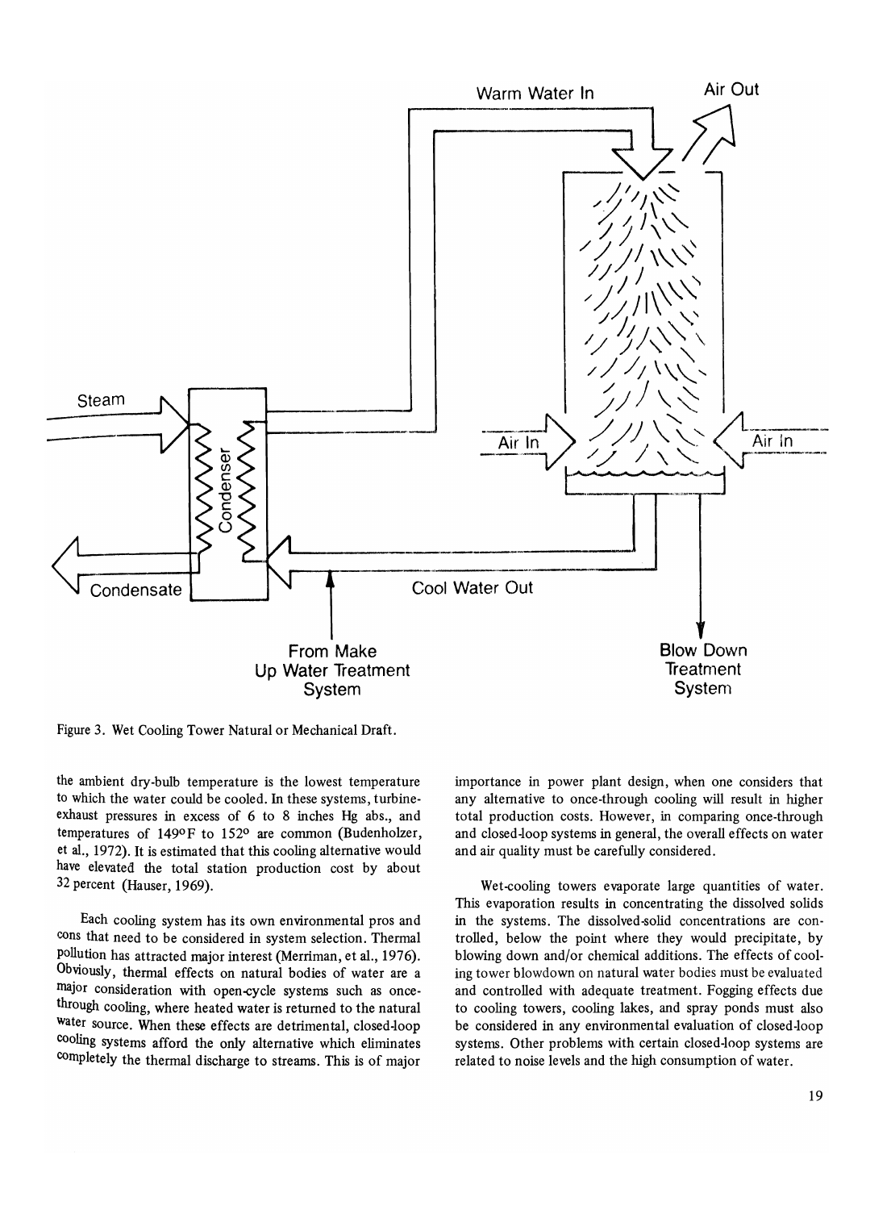Figure 3. Wet Cooling Tower Natural or Mechanical Draft.

the ambient dry-bulb temperature is the lowest temperature to which the water could be cooled. In these systems, turbine-exhaust pressures in excess of 6 to 8 inches Hg abs., and temperatures of 149°F to 152° are common (Budenholzer, et al., 1972). It is estimated that this cooling alternative would have elevated the total station production cost by about 32 percent (Hauser, 1969).

Each cooling system has its own environmental pros and cons that need to be considered in system selection. Thermal pollution has attracted major interest (Merriman, et al., 1976). Obviously, thermal effects on natural bodies of water are a major consideration with open-cycle systems such as once-through cooling, where heated water is returned to the natural water source. When these effects are detrimental, closed-loop cooling systems afford the only alternative which eliminates completely the thermal discharge to streams. This is of major importance in power plant design, when one considers that any alternative to once-through cooling will result in higher total production costs. However, in comparing once-through and closed-loop systems in general, the overall effects on water and air quality must be carefully considered.

Wet-cooling towers evaporate large quantities of water. This evaporation results in concentrating the dissolved solids in the systems. The dissolved-solid concentrations are controlled, below the point where they would precipitate, by blowing down and/or chemical additions. The effects of cooling tower blowdown on natural water bodies must be evaluated and controlled with adequate treatment. Fogging effects due to cooling towers, cooling lakes, and spray ponds must also be considered in any environmental evaluation of closed-loop systems. Other problems with certain closed-loop systems are related to noise levels and the high consumption of water.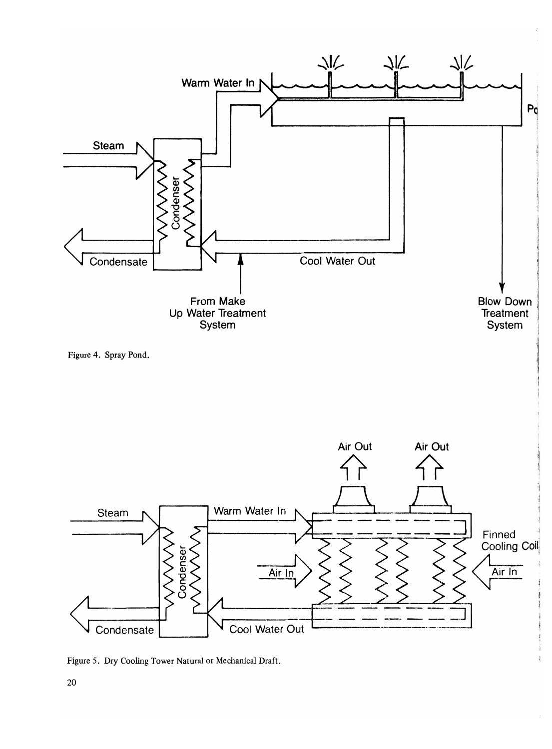Figure 4. Spray Pond.

Figure 5. Dry Cooling Tower Natural or Mechanical Draft.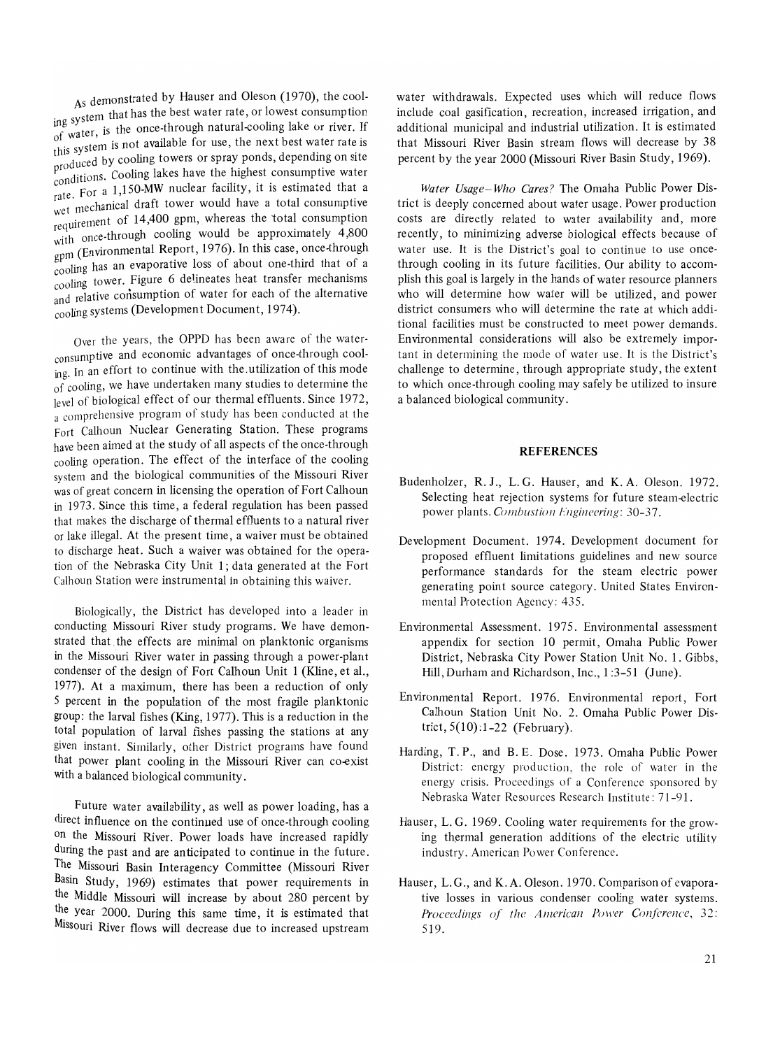As demonstrated by Hauser and Oleson (1970), the cooling system that has the best water rate, or lowest consumption of water, is the once-through natural-cooling lake or river. If this system is not available for use, the next best water rate is produced by cooling towers or spray ponds, depending on site conditions. Cooling lakes have the highest consumptive water rate. For a 1,150-MW nuclear facility, it is estimated that a wet mechanical draft tower would have a total consumptive requirement of 14,400 gpm, whereas the total consumption with once-through cooling would be approximately 4,800 gpm (Environmental Report, 1976). In this case, once-through cooling has an evaporative loss of about one-third that of a cooling tower. Figure 6 delineates heat transfer mechanisms and relative consumption of water for each of the alternative cooling systems (Development Document, 1974).

Over the years, the OPPD has been aware of the water-consumptive and economic advantages of once-through cooling. In an effort to continue with the utilization of this mode of cooling, we have undertaken many studies to determine the level of biological effect of our thermal effluents. Since 1972, a comprehensive program of study has been conducted at the Fort Calhoun Nuclear Generating Station. These programs have been aimed at the study of all aspects of the once-through cooling operation. The effect of the interface of the cooling system and the biological communities of the Missouri River was of great concern in licensing the operation of Fort Calhoun in 1973. Since this time, a federal regulation has been passed that makes the discharge of thermal effluents to a natural river or lake illegal. At the present time, a waiver must be obtained to discharge heat. Such a waiver was obtained for the operation of the Nebraska City Unit 1; data generated at the Fort Calhoun Station were instrumental in obtaining this waiver.

Biologically, the District has developed into a leader in conducting Missouri River study programs. We have demonstrated that the effects are minimal on planktonic organisms in the Missouri River water in passing through a power-plant condenser of the design of Fort Calhoun Unit 1 (Kline, et al., 1977). At a maximum, there has been a reduction of only 5 percent in the population of the most fragile planktonic group: the larval fishes (King, 1977). This is a reduction in the total population of larval fishes passing the stations at any given instant. Similarly, other District programs have found that power plant cooling in the Missouri River can co-exist with a balanced biological community.

Future water availability, as well as power loading, has a direct influence on the continued use of once-through cooling on the Missouri River. Power loads have increased rapidly during the past and are anticipated to continue in the future. The Missouri Basin Interagency Committee (Missouri River Basin Study, 1969) estimates that power requirements in the Middle Missouri will increase by about 280 percent by the year 2000. During this same time, it is estimated that Missouri River flows will decrease due to increased upstream water withdrawals. Expected uses which will reduce flows include coal gasification, recreation, increased irrigation, and additional municipal and industrial utilization. It is estimated that Missouri River Basin stream flows will decrease by 38 percent by the year 2000 (Missouri River Basin Study, 1969).

*Water Usage–Who Cares?* The Omaha Public Power District is deeply concerned about water usage. Power production costs are directly related to water availability and, more recently, to minimizing adverse biological effects because of water use. It is the District's goal to continue to use once-through cooling in its future facilities. Our ability to accomplish this goal is largely in the hands of water resource planners who will determine how water will be utilized, and power district consumers who will determine the rate at which additional facilities must be constructed to meet power demands. Environmental considerations will also be extremely important in determining the mode of water use. It is the District's challenge to determine, through appropriate study, the extent to which once-through cooling may safely be utilized to insure a balanced biological community.

## REFERENCES

Budenholzer, R. J., L. G. Hauser, and K. A. Oleson. 1972. Selecting heat rejection systems for future steam-electric power plants. *Combustion Engineering*: 30–37.

Development Document. 1974. Development document for proposed effluent limitations guidelines and new source performance standards for the steam electric power generating point source category. United States Environmental Protection Agency: 435.

Environmental Assessment. 1975. Environmental assessment appendix for section 10 permit, Omaha Public Power District, Nebraska City Power Station Unit No. 1. Gibbs, Hill, Durham and Richardson, Inc., 1:3–51 (June).

Environmental Report. 1976. Environmental report, Fort Calhoun Station Unit No. 2. Omaha Public Power District, 5(10):1–22 (February).

Harding, T. P., and B. E. Dose. 1973. Omaha Public Power District: energy production, the role of water in the energy crisis. Proceedings of a Conference sponsored by Nebraska Water Resources Research Institute: 71–91.

Hauser, L. G. 1969. Cooling water requirements for the growing thermal generation additions of the electric utility industry. American Power Conference.

Hauser, L. G., and K. A. Oleson. 1970. Comparison of evaporative losses in various condenser cooling water systems. *Proceedings of the American Power Conference*, 32: 519.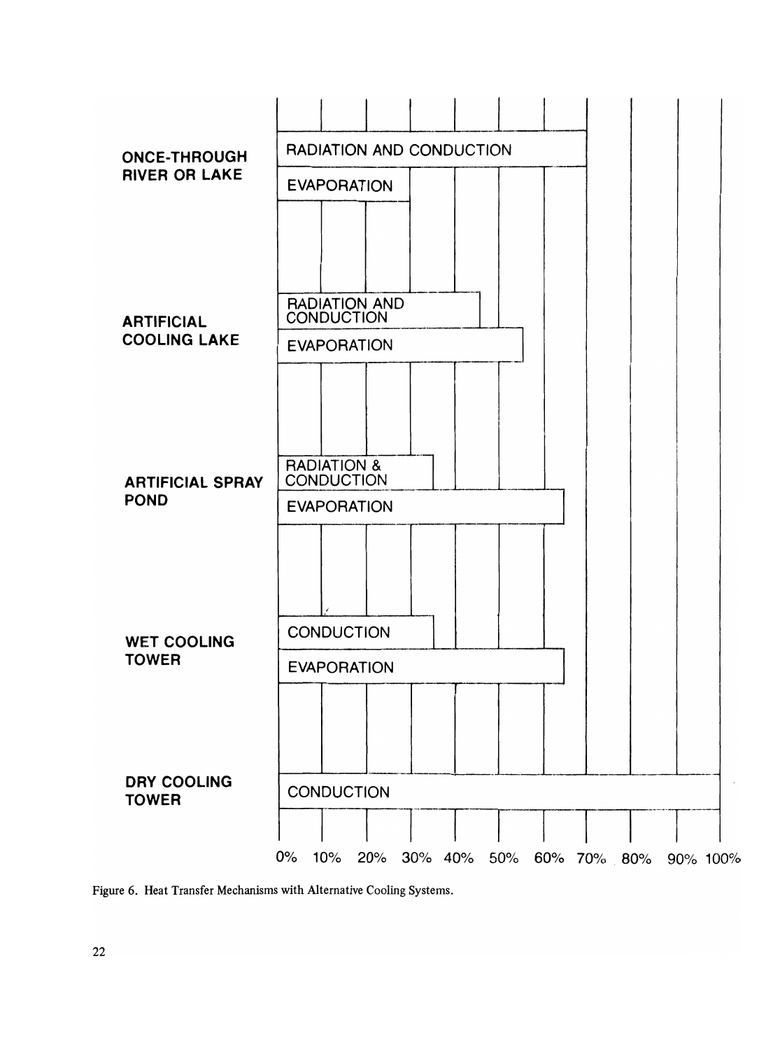| | 0% | 10% | 20% | 30% | 40% | 50% | 60% | 70% | 80% | 90% | 100% |
|---|---|---|---|---|---|---|---|---|---|---|---|
| **ONCE-THROUGH RIVER OR LAKE** | RADIATION AND CONDUCTION | | | | | | | | | | |
| | EVAPORATION | | | | | | | | | | |
| **ARTIFICIAL COOLING LAKE** | RADIATION AND CONDUCTION | | | | | | | | | | |
| | EVAPORATION | | | | | | | | | | |
| **ARTIFICIAL SPRAY POND** | RADIATION & CONDUCTION | | | | | | | | | | |
| | EVAPORATION | | | | | | | | | | |
| **WET COOLING TOWER** | CONDUCTION | | | | | | | | | | |
| | EVAPORATION | | | | | | | | | | |
| **DRY COOLING TOWER** | CONDUCTION | | | | | | | | | | |

Figure 6. Heat Transfer Mechanisms with Alternative Cooling Systems.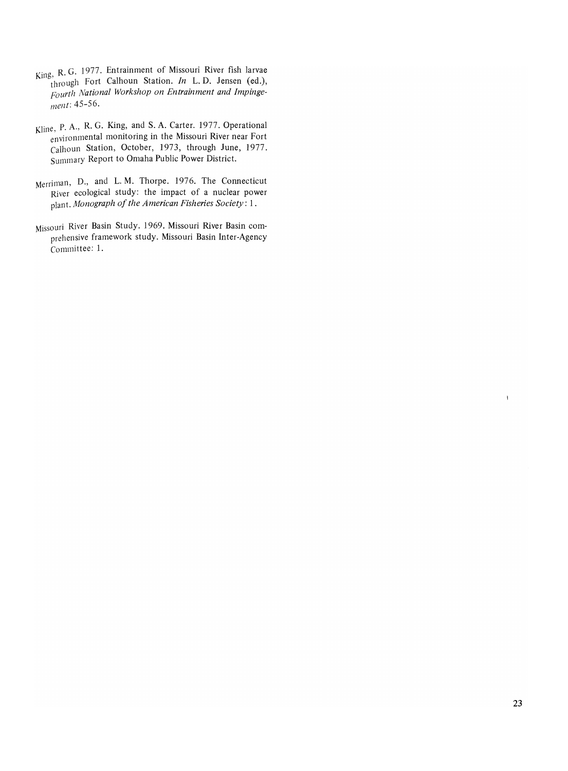King, R. G. 1977. Entrainment of Missouri River fish larvae through Fort Calhoun Station. *In* L. D. Jensen (ed.), *Fourth National Workshop on Entrainment and Impingement*: 45-56.

Kline, P. A., R. G. King, and S. A. Carter. 1977. Operational environmental monitoring in the Missouri River near Fort Calhoun Station, October, 1973, through June, 1977. Summary Report to Omaha Public Power District.

Merriman, D., and L. M. Thorpe. 1976. The Connecticut River ecological study: the impact of a nuclear power plant. *Monograph of the American Fisheries Society*: 1.

Missouri River Basin Study. 1969. Missouri River Basin comprehensive framework study. Missouri Basin Inter-Agency Committee: 1.